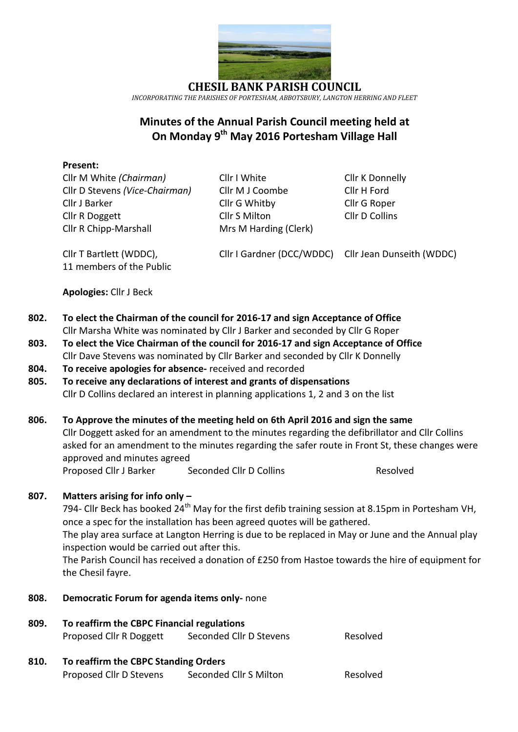# CHESIL BANK PARISH COUNCIL

*INCORPORATING THE PARISHES OF PORTESHAM, ABBOTSBURY, LANGTON HERRING AND FLEET*

## Minutes of the Annual Parish Council meeting held at On Monday 9th May 2016 Portesham Village Hall

**Present:**

| | | |
|---|---|---|
| Cllr M White *(Chairman)* | Cllr I White | Cllr K Donnelly |
| Cllr D Stevens *(Vice-Chairman)* | Cllr M J Coombe | Cllr H Ford |
| Cllr J Barker | Cllr G Whitby | Cllr G Roper |
| Cllr R Doggett | Cllr S Milton | Cllr D Collins |
| Cllr R Chipp-Marshall | Mrs M Harding (Clerk) | |
| Cllr T Bartlett (WDDC), | Cllr I Gardner (DCC/WDDC) | Cllr Jean Dunseith (WDDC) |
| 11 members of the Public | | |

**Apologies:** Cllr J Beck

**802. To elect the Chairman of the council for 2016-17 and sign Acceptance of Office**
Cllr Marsha White was nominated by Cllr J Barker and seconded by Cllr G Roper

**803. To elect the Vice Chairman of the council for 2016-17 and sign Acceptance of Office**
Cllr Dave Stevens was nominated by Cllr Barker and seconded by Cllr K Donnelly

**804. To receive apologies for absence-** received and recorded

**805. To receive any declarations of interest and grants of dispensations**
Cllr D Collins declared an interest in planning applications 1, 2 and 3 on the list

**806. To Approve the minutes of the meeting held on 6th April 2016 and sign the same**
Cllr Doggett asked for an amendment to the minutes regarding the defibrillator and Cllr Collins asked for an amendment to the minutes regarding the safer route in Front St, these changes were approved and minutes agreed
Proposed Cllr J Barker Seconded Cllr D Collins Resolved

**807. Matters arising for info only –**
794- Cllr Beck has booked 24th May for the first defib training session at 8.15pm in Portesham VH, once a spec for the installation has been agreed quotes will be gathered.
The play area surface at Langton Herring is due to be replaced in May or June and the Annual play inspection would be carried out after this.
The Parish Council has received a donation of £250 from Hastoe towards the hire of equipment for the Chesil fayre.

**808. Democratic Forum for agenda items only-** none

**809. To reaffirm the CBPC Financial regulations**
Proposed Cllr R Doggett Seconded Cllr D Stevens Resolved

**810. To reaffirm the CBPC Standing Orders**
Proposed Cllr D Stevens Seconded Cllr S Milton Resolved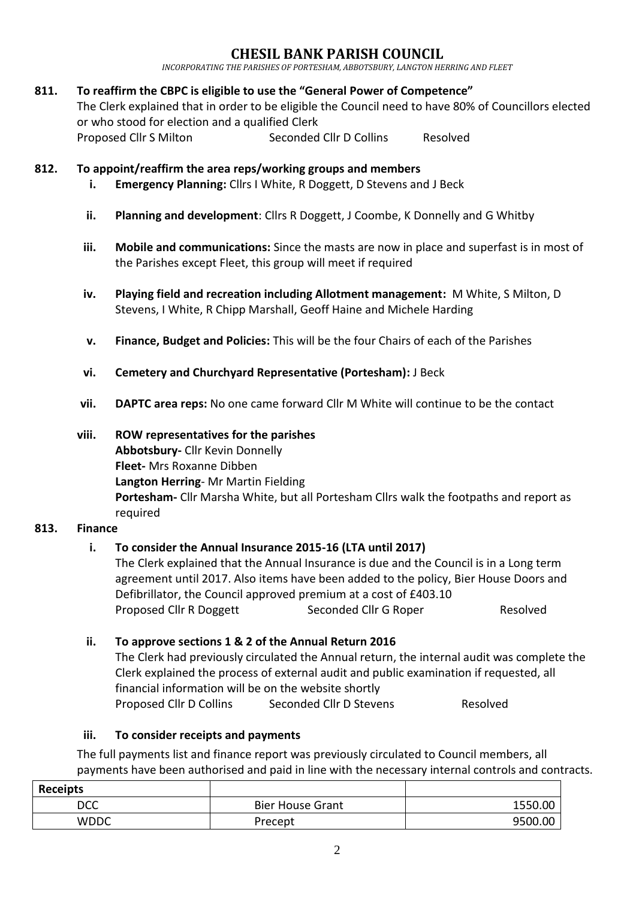# CHESIL BANK PARISH COUNCIL

*INCORPORATING THE PARISHES OF PORTESHAM, ABBOTSBURY, LANGTON HERRING AND FLEET*

**811. To reaffirm the CBPC is eligible to use the "General Power of Competence"**

The Clerk explained that in order to be eligible the Council need to have 80% of Councillors elected or who stood for election and a qualified Clerk

Proposed Cllr S Milton Seconded Cllr D Collins Resolved

**812. To appoint/reaffirm the area reps/working groups and members**

- **i. Emergency Planning:** Cllrs I White, R Doggett, D Stevens and J Beck
- **ii. Planning and development**: Cllrs R Doggett, J Coombe, K Donnelly and G Whitby
- **iii. Mobile and communications:** Since the masts are now in place and superfast is in most of the Parishes except Fleet, this group will meet if required
- **iv. Playing field and recreation including Allotment management:** M White, S Milton, D Stevens, I White, R Chipp Marshall, Geoff Haine and Michele Harding
- **v. Finance, Budget and Policies:** This will be the four Chairs of each of the Parishes
- **vi. Cemetery and Churchyard Representative (Portesham):** J Beck
- **vii. DAPTC area reps:** No one came forward Cllr M White will continue to be the contact
- **viii. ROW representatives for the parishes**
  **Abbotsbury-** Cllr Kevin Donnelly
  **Fleet-** Mrs Roxanne Dibben
  **Langton Herring**- Mr Martin Fielding
  **Portesham-** Cllr Marsha White, but all Portesham Cllrs walk the footpaths and report as required

**813. Finance**

**i. To consider the Annual Insurance 2015-16 (LTA until 2017)**

The Clerk explained that the Annual Insurance is due and the Council is in a Long term agreement until 2017. Also items have been added to the policy, Bier House Doors and Defibrillator, the Council approved premium at a cost of £403.10

Proposed Cllr R Doggett Seconded Cllr G Roper Resolved

**ii. To approve sections 1 & 2 of the Annual Return 2016**

The Clerk had previously circulated the Annual return, the internal audit was complete the Clerk explained the process of external audit and public examination if requested, all financial information will be on the website shortly

Proposed Cllr D Collins Seconded Cllr D Stevens Resolved

**iii. To consider receipts and payments**

The full payments list and finance report was previously circulated to Council members, all payments have been authorised and paid in line with the necessary internal controls and contracts.

| **Receipts** | | |
|---|---|---|
| DCC | Bier House Grant | 1550.00 |
| WDDC | Precept | 9500.00 |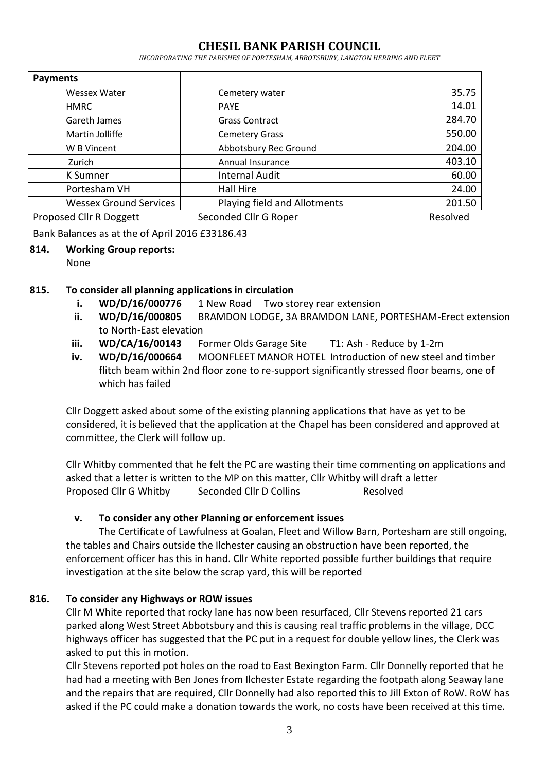# CHESIL BANK PARISH COUNCIL

*INCORPORATING THE PARISHES OF PORTESHAM, ABBOTSBURY, LANGTON HERRING AND FLEET*

| Payments | | |
|---|---|---|
| Wessex Water | Cemetery water | 35.75 |
| HMRC | PAYE | 14.01 |
| Gareth James | Grass Contract | 284.70 |
| Martin Jolliffe | Cemetery Grass | 550.00 |
| W B Vincent | Abbotsbury Rec Ground | 204.00 |
| Zurich | Annual Insurance | 403.10 |
| K Sumner | Internal Audit | 60.00 |
| Portesham VH | Hall Hire | 24.00 |
| Wessex Ground Services | Playing field and Allotments | 201.50 |

Proposed Cllr R Doggett Seconded Cllr G Roper Resolved

Bank Balances as at the of April 2016 £33186.43

**814. Working Group reports:**

None

**815. To consider all planning applications in circulation**

i. **WD/D/16/000776** 1 New Road Two storey rear extension

ii. **WD/D/16/000805** BRAMDON LODGE, 3A BRAMDON LANE, PORTESHAM-Erect extension to North-East elevation

iii. **WD/CA/16/00143** Former Olds Garage Site T1: Ash - Reduce by 1-2m

iv. **WD/D/16/000664** MOONFLEET MANOR HOTEL Introduction of new steel and timber flitch beam within 2nd floor zone to re-support significantly stressed floor beams, one of which has failed

Cllr Doggett asked about some of the existing planning applications that have as yet to be considered, it is believed that the application at the Chapel has been considered and approved at committee, the Clerk will follow up.

Cllr Whitby commented that he felt the PC are wasting their time commenting on applications and asked that a letter is written to the MP on this matter, Cllr Whitby will draft a letter

Proposed Cllr G Whitby Seconded Cllr D Collins Resolved

v. **To consider any other Planning or enforcement issues**

The Certificate of Lawfulness at Goalan, Fleet and Willow Barn, Portesham are still ongoing, the tables and Chairs outside the Ilchester causing an obstruction have been reported, the enforcement officer has this in hand. Cllr White reported possible further buildings that require investigation at the site below the scrap yard, this will be reported

**816. To consider any Highways or ROW issues**

Cllr M White reported that rocky lane has now been resurfaced, Cllr Stevens reported 21 cars parked along West Street Abbotsbury and this is causing real traffic problems in the village, DCC highways officer has suggested that the PC put in a request for double yellow lines, the Clerk was asked to put this in motion.

Cllr Stevens reported pot holes on the road to East Bexington Farm. Cllr Donnelly reported that he had had a meeting with Ben Jones from Ilchester Estate regarding the footpath along Seaway lane and the repairs that are required, Cllr Donnelly had also reported this to Jill Exton of RoW. RoW has asked if the PC could make a donation towards the work, no costs have been received at this time.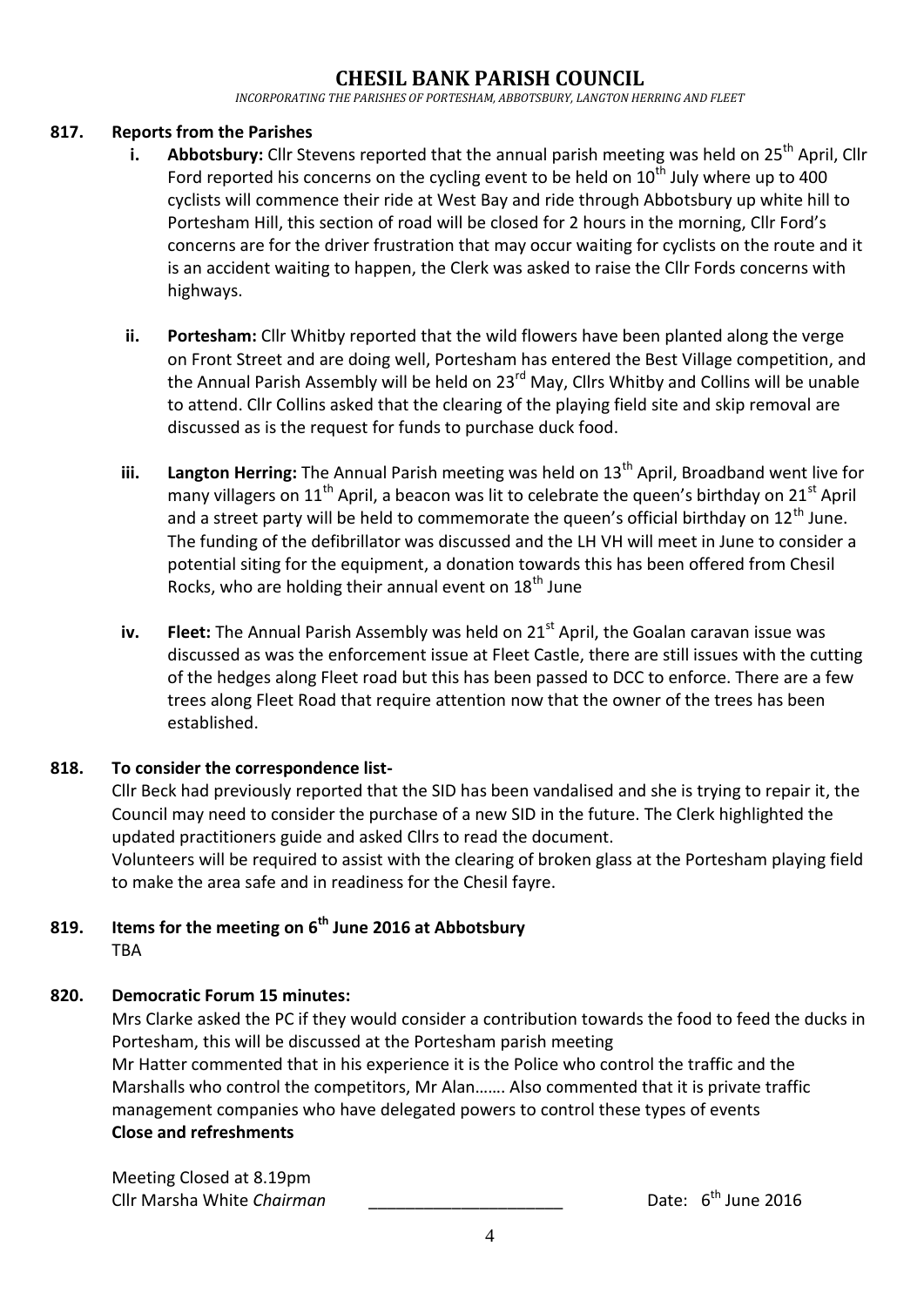# CHESIL BANK PARISH COUNCIL

*INCORPORATING THE PARISHES OF PORTESHAM, ABBOTSBURY, LANGTON HERRING AND FLEET*

**817. Reports from the Parishes**

- **i. Abbotsbury:** Cllr Stevens reported that the annual parish meeting was held on 25th April, Cllr Ford reported his concerns on the cycling event to be held on 10th July where up to 400 cyclists will commence their ride at West Bay and ride through Abbotsbury up white hill to Portesham Hill, this section of road will be closed for 2 hours in the morning, Cllr Ford's concerns are for the driver frustration that may occur waiting for cyclists on the route and it is an accident waiting to happen, the Clerk was asked to raise the Cllr Fords concerns with highways.

- **ii. Portesham:** Cllr Whitby reported that the wild flowers have been planted along the verge on Front Street and are doing well, Portesham has entered the Best Village competition, and the Annual Parish Assembly will be held on 23rd May, Cllrs Whitby and Collins will be unable to attend. Cllr Collins asked that the clearing of the playing field site and skip removal are discussed as is the request for funds to purchase duck food.

- **iii. Langton Herring:** The Annual Parish meeting was held on 13th April, Broadband went live for many villagers on 11th April, a beacon was lit to celebrate the queen's birthday on 21st April and a street party will be held to commemorate the queen's official birthday on 12th June. The funding of the defibrillator was discussed and the LH VH will meet in June to consider a potential siting for the equipment, a donation towards this has been offered from Chesil Rocks, who are holding their annual event on 18th June

- **iv. Fleet:** The Annual Parish Assembly was held on 21st April, the Goalan caravan issue was discussed as was the enforcement issue at Fleet Castle, there are still issues with the cutting of the hedges along Fleet road but this has been passed to DCC to enforce. There are a few trees along Fleet Road that require attention now that the owner of the trees has been established.

**818. To consider the correspondence list-**

Cllr Beck had previously reported that the SID has been vandalised and she is trying to repair it, the Council may need to consider the purchase of a new SID in the future. The Clerk highlighted the updated practitioners guide and asked Cllrs to read the document.
Volunteers will be required to assist with the clearing of broken glass at the Portesham playing field to make the area safe and in readiness for the Chesil fayre.

**819. Items for the meeting on 6th June 2016 at Abbotsbury**

TBA

**820. Democratic Forum 15 minutes:**

Mrs Clarke asked the PC if they would consider a contribution towards the food to feed the ducks in Portesham, this will be discussed at the Portesham parish meeting
Mr Hatter commented that in his experience it is the Police who control the traffic and the Marshalls who control the competitors, Mr Alan……. Also commented that it is private traffic management companies who have delegated powers to control these types of events
**Close and refreshments**

Meeting Closed at 8.19pm
Cllr Marsha White *Chairman* \_\_\_\_\_\_\_\_\_\_\_\_\_\_\_\_\_\_\_\_\_ Date: 6th June 2016